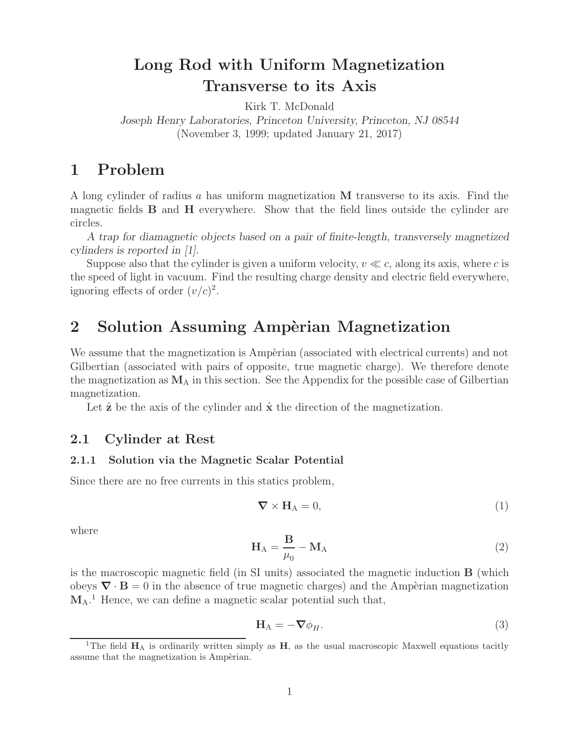# Long Rod with Uniform Magnetization Transverse to its Axis

Kirk T. McDonald

*Joseph Henry Laboratories, Princeton University, Princeton, NJ 08544*

(November 3, 1999; updated January 21, 2017)

## 1 Problem

A long cylinder of radius $a$ has uniform magnetization $\mathbf{M}$ transverse to its axis. Find the magnetic fields $\mathbf{B}$ and $\mathbf{H}$ everywhere. Show that the field lines outside the cylinder are circles.

*A trap for diamagnetic objects based on a pair of finite-length, transversely magnetized cylinders is reported in [1].*

Suppose also that the cylinder is given a uniform velocity, $v \ll c$, along its axis, where $c$ is the speed of light in vacuum. Find the resulting charge density and electric field everywhere, ignoring effects of order $(v/c)^2$.

## 2 Solution Assuming Ampèrian Magnetization

We assume that the magnetization is Ampèrian (associated with electrical currents) and not Gilbertian (associated with pairs of opposite, true magnetic charge). We therefore denote the magnetization as $\mathbf{M}_\mathrm{A}$ in this section. See the Appendix for the possible case of Gilbertian magnetization.

Let $\hat{\mathbf{z}}$ be the axis of the cylinder and $\hat{\mathbf{x}}$ the direction of the magnetization.

### 2.1 Cylinder at Rest

#### 2.1.1 Solution via the Magnetic Scalar Potential

Since there are no free currents in this statics problem,

$$\boldsymbol{\nabla} \times \mathbf{H}_\mathrm{A} = 0, \tag{1}$$

where

$$\mathbf{H}_\mathrm{A} = \frac{\mathbf{B}}{\mu_0} - \mathbf{M}_\mathrm{A} \tag{2}$$

is the macroscopic magnetic field (in SI units) associated the magnetic induction $\mathbf{B}$ (which obeys $\boldsymbol{\nabla} \cdot \mathbf{B} = 0$ in the absence of true magnetic charges) and the Ampèrian magnetization $\mathbf{M}_\mathrm{A}$.[1] Hence, we can define a magnetic scalar potential such that,

$$\mathbf{H}_\mathrm{A} = -\boldsymbol{\nabla}\phi_H. \tag{3}$$

[1] The field $\mathbf{H}_\mathrm{A}$ is ordinarily written simply as $\mathbf{H}$, as the usual macroscopic Maxwell equations tacitly assume that the magnetization is Ampèrian.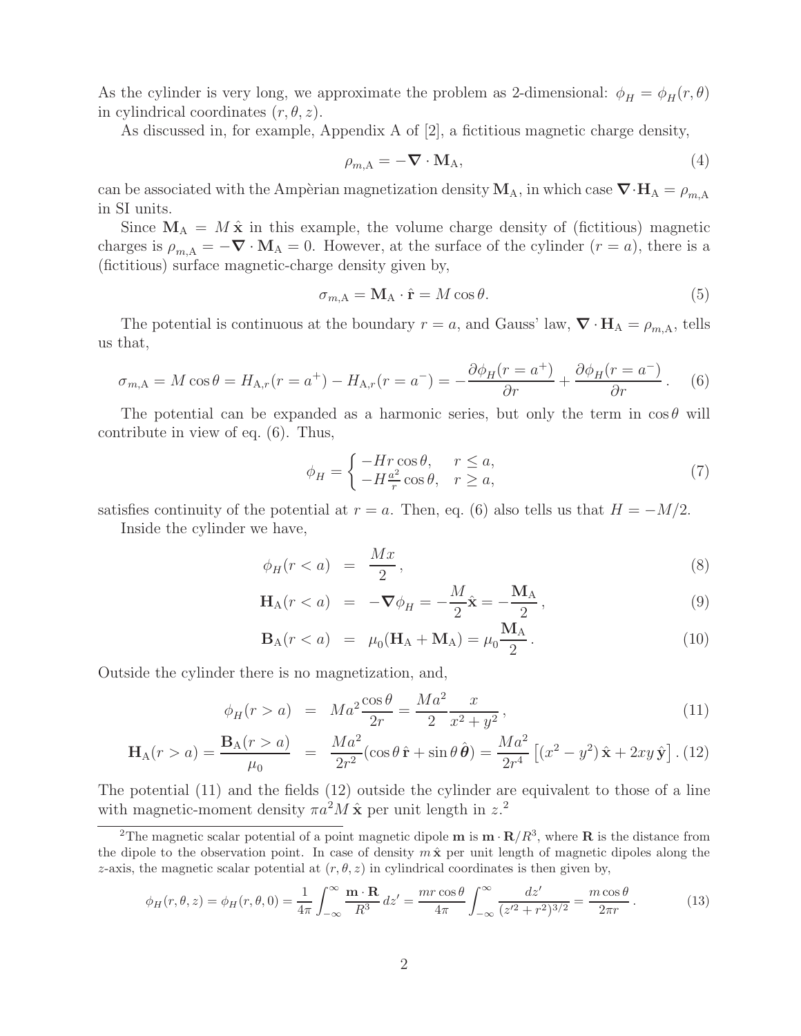As the cylinder is very long, we approximate the problem as 2-dimensional: $\phi_H = \phi_H(r, \theta)$ in cylindrical coordinates $(r, \theta, z)$.

As discussed in, for example, Appendix A of [2], a fictitious magnetic charge density,

$$\rho_{m,\mathrm{A}} = -\boldsymbol{\nabla} \cdot \mathbf{M}_{\mathrm{A}}, \tag{4}$$

can be associated with the Ampèrian magnetization density $\mathbf{M}_{\mathrm{A}}$, in which case $\boldsymbol{\nabla} \cdot \mathbf{H}_{\mathrm{A}} = \rho_{m,\mathrm{A}}$ in SI units.

Since $\mathbf{M}_{\mathrm{A}} = M\,\hat{\mathbf{x}}$ in this example, the volume charge density of (fictitious) magnetic charges is $\rho_{m,\mathrm{A}} = -\boldsymbol{\nabla} \cdot \mathbf{M}_{\mathrm{A}} = 0$. However, at the surface of the cylinder $(r = a)$, there is a (fictitious) surface magnetic-charge density given by,

$$\sigma_{m,\mathrm{A}} = \mathbf{M}_{\mathrm{A}} \cdot \hat{\mathbf{r}} = M \cos\theta. \tag{5}$$

The potential is continuous at the boundary $r = a$, and Gauss' law, $\boldsymbol{\nabla} \cdot \mathbf{H}_{\mathrm{A}} = \rho_{m,\mathrm{A}}$, tells us that,

$$\sigma_{m,\mathrm{A}} = M\cos\theta = H_{\mathrm{A},r}(r = a^+) - H_{\mathrm{A},r}(r = a^-) = -\frac{\partial \phi_H(r = a^+)}{\partial r} + \frac{\partial \phi_H(r = a^-)}{\partial r}\,. \tag{6}$$

The potential can be expanded as a harmonic series, but only the term in $\cos\theta$ will contribute in view of eq. (6). Thus,

$$\phi_H = \begin{cases} -Hr\cos\theta, & r \le a, \\ -H\frac{a^2}{r}\cos\theta, & r \ge a, \end{cases} \tag{7}$$

satisfies continuity of the potential at $r = a$. Then, eq. (6) also tells us that $H = -M/2$.

Inside the cylinder we have,

$$\phi_H(r < a) = \frac{Mx}{2}\,, \tag{8}$$

$$\mathbf{H}_{\mathrm{A}}(r < a) = -\boldsymbol{\nabla}\phi_H = -\frac{M}{2}\hat{\mathbf{x}} = -\frac{\mathbf{M}_{\mathrm{A}}}{2}\,, \tag{9}$$

$$\mathbf{B}_{\mathrm{A}}(r < a) = \mu_0(\mathbf{H}_{\mathrm{A}} + \mathbf{M}_{\mathrm{A}}) = \mu_0\frac{\mathbf{M}_{\mathrm{A}}}{2}\,. \tag{10}$$

Outside the cylinder there is no magnetization, and,

$$\phi_H(r > a) = Ma^2\frac{\cos\theta}{2r} = \frac{Ma^2}{2}\frac{x}{x^2 + y^2}\,, \tag{11}$$

$$\mathbf{H}_{\mathrm{A}}(r > a) = \frac{\mathbf{B}_{\mathrm{A}}(r > a)}{\mu_0} = \frac{Ma^2}{2r^2}(\cos\theta\,\hat{\mathbf{r}} + \sin\theta\,\hat{\boldsymbol{\theta}}) = \frac{Ma^2}{2r^4}\left[(x^2 - y^2)\,\hat{\mathbf{x}} + 2xy\,\hat{\mathbf{y}}\right]. \tag{12}$$

The potential (11) and the fields (12) outside the cylinder are equivalent to those of a line with magnetic-moment density $\pi a^2 M\,\hat{\mathbf{x}}$ per unit length in $z$.[2]

[2] The magnetic scalar potential of a point magnetic dipole $\mathbf{m}$ is $\mathbf{m} \cdot \mathbf{R}/R^3$, where $\mathbf{R}$ is the distance from the dipole to the observation point. In case of density $m\,\hat{\mathbf{x}}$ per unit length of magnetic dipoles along the $z$-axis, the magnetic scalar potential at $(r, \theta, z)$ in cylindrical coordinates is then given by,

$$\phi_H(r, \theta, z) = \phi_H(r, \theta, 0) = \frac{1}{4\pi}\int_{-\infty}^{\infty}\frac{\mathbf{m} \cdot \mathbf{R}}{R^3}\,dz' = \frac{mr\cos\theta}{4\pi}\int_{-\infty}^{\infty}\frac{dz'}{(z'^2 + r^2)^{3/2}} = \frac{m\cos\theta}{2\pi r}\,. \tag{13}$$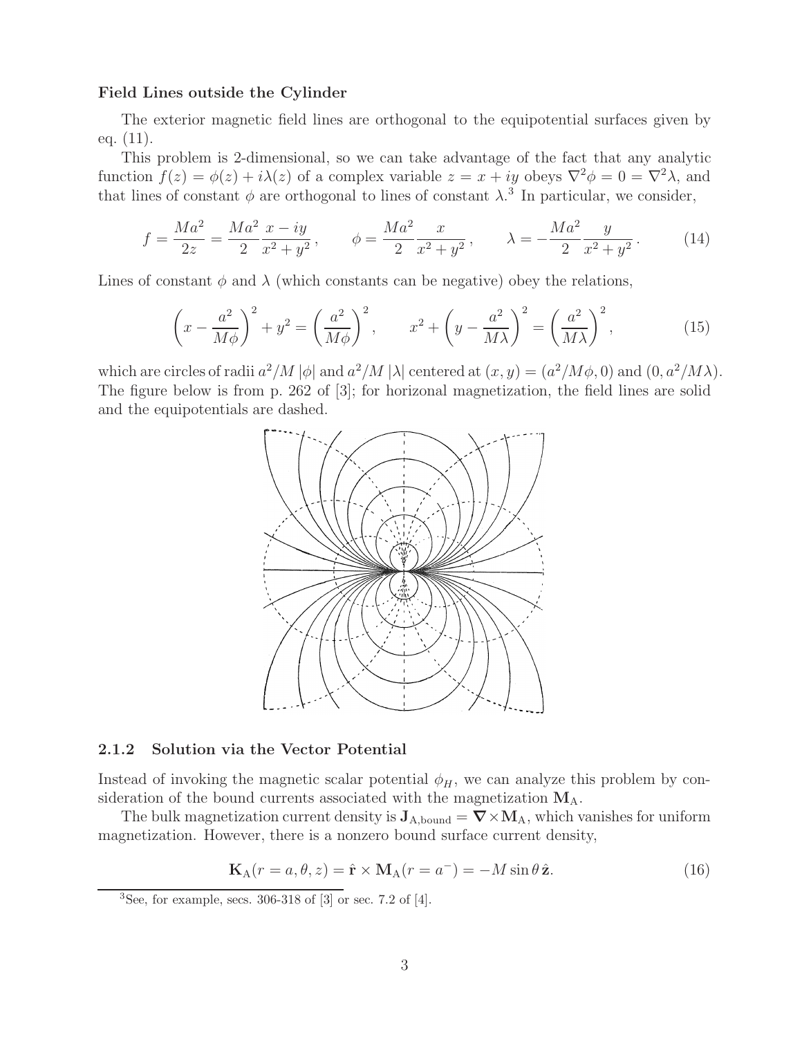**Field Lines outside the Cylinder**

The exterior magnetic field lines are orthogonal to the equipotential surfaces given by eq. (11).

This problem is 2-dimensional, so we can take advantage of the fact that any analytic function $f(z) = \phi(z) + i\lambda(z)$ of a complex variable $z = x + iy$ obeys $\nabla^2\phi = 0 = \nabla^2\lambda$, and that lines of constant $\phi$ are orthogonal to lines of constant $\lambda$.[3] In particular, we consider,

$$f = \frac{Ma^2}{2z} = \frac{Ma^2}{2}\frac{x - iy}{x^2 + y^2}, \qquad \phi = \frac{Ma^2}{2}\frac{x}{x^2 + y^2}, \qquad \lambda = -\frac{Ma^2}{2}\frac{y}{x^2 + y^2}. \tag{14}$$

Lines of constant $\phi$ and $\lambda$ (which constants can be negative) obey the relations,

$$\left(x - \frac{a^2}{M\phi}\right)^2 + y^2 = \left(\frac{a^2}{M\phi}\right)^2, \qquad x^2 + \left(y - \frac{a^2}{M\lambda}\right)^2 = \left(\frac{a^2}{M\lambda}\right)^2, \tag{15}$$

which are circles of radii $a^2/M\,|\phi|$ and $a^2/M\,|\lambda|$ centered at $(x, y) = (a^2/M\phi, 0)$ and $(0, a^2/M\lambda)$. The figure below is from p. 262 of [3]; for horizonal magnetization, the field lines are solid and the equipotentials are dashed.

### 2.1.2 Solution via the Vector Potential

Instead of invoking the magnetic scalar potential $\phi_H$, we can analyze this problem by consideration of the bound currents associated with the magnetization $\mathbf{M}_\mathrm{A}$.

The bulk magnetization current density is $\mathbf{J}_{\mathrm{A,bound}} = \boldsymbol{\nabla}\times\mathbf{M}_\mathrm{A}$, which vanishes for uniform magnetization. However, there is a nonzero bound surface current density,

$$\mathbf{K}_\mathrm{A}(r = a, \theta, z) = \hat{\mathbf{r}} \times \mathbf{M}_\mathrm{A}(r = a^-) = -M\sin\theta\,\hat{\mathbf{z}}. \tag{16}$$

[3] See, for example, secs. 306-318 of [3] or sec. 7.2 of [4].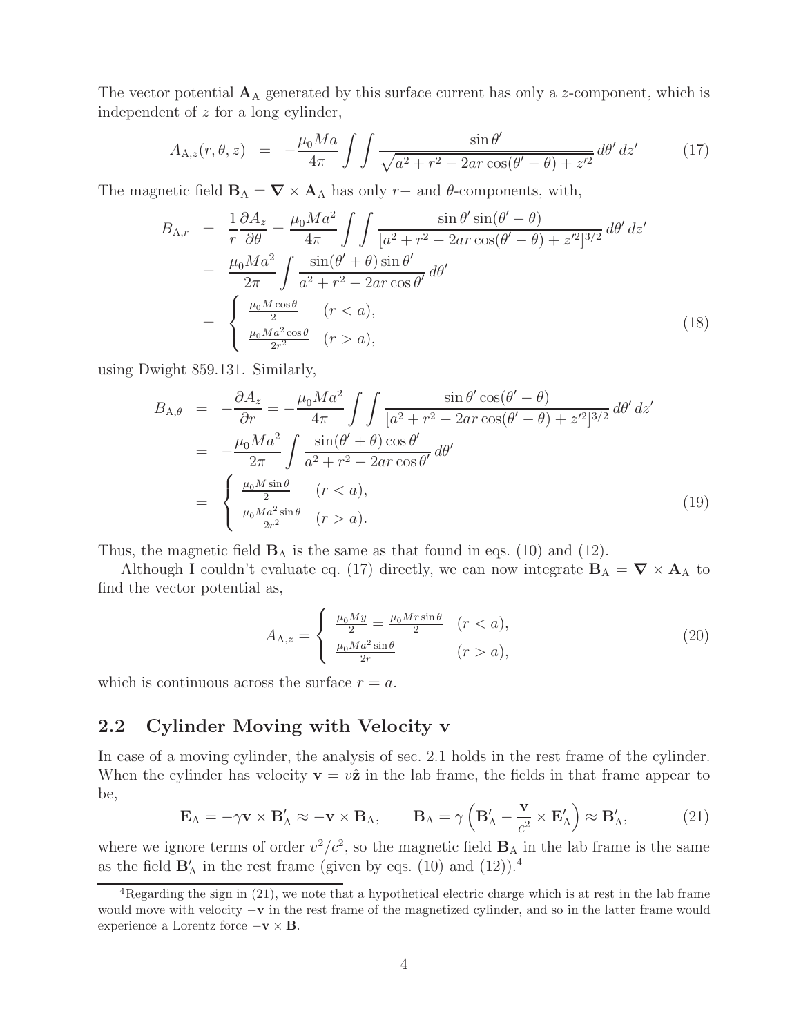The vector potential $\mathbf{A}_{\rm A}$ generated by this surface current has only a $z$-component, which is independent of $z$ for a long cylinder,

$$
A_{{\rm A},z}(r,\theta,z) \;=\; -\frac{\mu_0 M a}{4\pi}\int\!\!\int \frac{\sin\theta'}{\sqrt{a^2+r^2-2ar\cos(\theta'-\theta)+z'^2}}\,d\theta'\,dz' \tag{17}
$$

The magnetic field $\mathbf{B}_{\rm A} = \boldsymbol{\nabla}\times\mathbf{A}_{\rm A}$ has only $r-$ and $\theta$-components, with,

$$
\begin{aligned}
B_{{\rm A},r} &= \frac{1}{r}\frac{\partial A_z}{\partial\theta} = \frac{\mu_0 M a^2}{4\pi}\int\!\!\int \frac{\sin\theta'\sin(\theta'-\theta)}{[a^2+r^2-2ar\cos(\theta'-\theta)+z'^2]^{3/2}}\,d\theta'\,dz' \\
&= \frac{\mu_0 M a^2}{2\pi}\int \frac{\sin(\theta'+\theta)\sin\theta'}{a^2+r^2-2ar\cos\theta'}\,d\theta' \\
&= \begin{cases} \frac{\mu_0 M\cos\theta}{2} & (r<a), \\ \frac{\mu_0 M a^2\cos\theta}{2r^2} & (r>a), \end{cases}
\end{aligned} \tag{18}
$$

using Dwight 859.131. Similarly,

$$
\begin{aligned}
B_{{\rm A},\theta} &= -\frac{\partial A_z}{\partial r} = -\frac{\mu_0 M a^2}{4\pi}\int\!\!\int \frac{\sin\theta'\cos(\theta'-\theta)}{[a^2+r^2-2ar\cos(\theta'-\theta)+z'^2]^{3/2}}\,d\theta'\,dz' \\
&= -\frac{\mu_0 M a^2}{2\pi}\int \frac{\sin(\theta'+\theta)\cos\theta'}{a^2+r^2-2ar\cos\theta'}\,d\theta' \\
&= \begin{cases} \frac{\mu_0 M\sin\theta}{2} & (r<a), \\ \frac{\mu_0 M a^2\sin\theta}{2r^2} & (r>a). \end{cases}
\end{aligned} \tag{19}
$$

Thus, the magnetic field $\mathbf{B}_{\rm A}$ is the same as that found in eqs. (10) and (12).

Although I couldn't evaluate eq. (17) directly, we can now integrate $\mathbf{B}_{\rm A} = \boldsymbol{\nabla}\times\mathbf{A}_{\rm A}$ to find the vector potential as,

$$
A_{{\rm A},z} = \begin{cases} \frac{\mu_0 M y}{2} = \frac{\mu_0 M r\sin\theta}{2} & (r<a), \\ \frac{\mu_0 M a^2\sin\theta}{2r} & (r>a), \end{cases} \tag{20}
$$

which is continuous across the surface $r=a$.

## 2.2 Cylinder Moving with Velocity v

In case of a moving cylinder, the analysis of sec. 2.1 holds in the rest frame of the cylinder. When the cylinder has velocity $\mathbf{v} = v\hat{\mathbf{z}}$ in the lab frame, the fields in that frame appear to be,

$$
\mathbf{E}_{\rm A} = -\gamma\mathbf{v}\times\mathbf{B}'_{\rm A} \approx -\mathbf{v}\times\mathbf{B}_{\rm A}, \qquad \mathbf{B}_{\rm A} = \gamma\left(\mathbf{B}'_{\rm A} - \frac{\mathbf{v}}{c^2}\times\mathbf{E}'_{\rm A}\right) \approx \mathbf{B}'_{\rm A}, \tag{21}
$$

where we ignore terms of order $v^2/c^2$, so the magnetic field $\mathbf{B}_{\rm A}$ in the lab frame is the same as the field $\mathbf{B}'_{\rm A}$ in the rest frame (given by eqs. (10) and (12)).[4]

[4]Regarding the sign in (21), we note that a hypothetical electric charge which is at rest in the lab frame would move with velocity $-\mathbf{v}$ in the rest frame of the magnetized cylinder, and so in the latter frame would experience a Lorentz force $-\mathbf{v}\times\mathbf{B}$.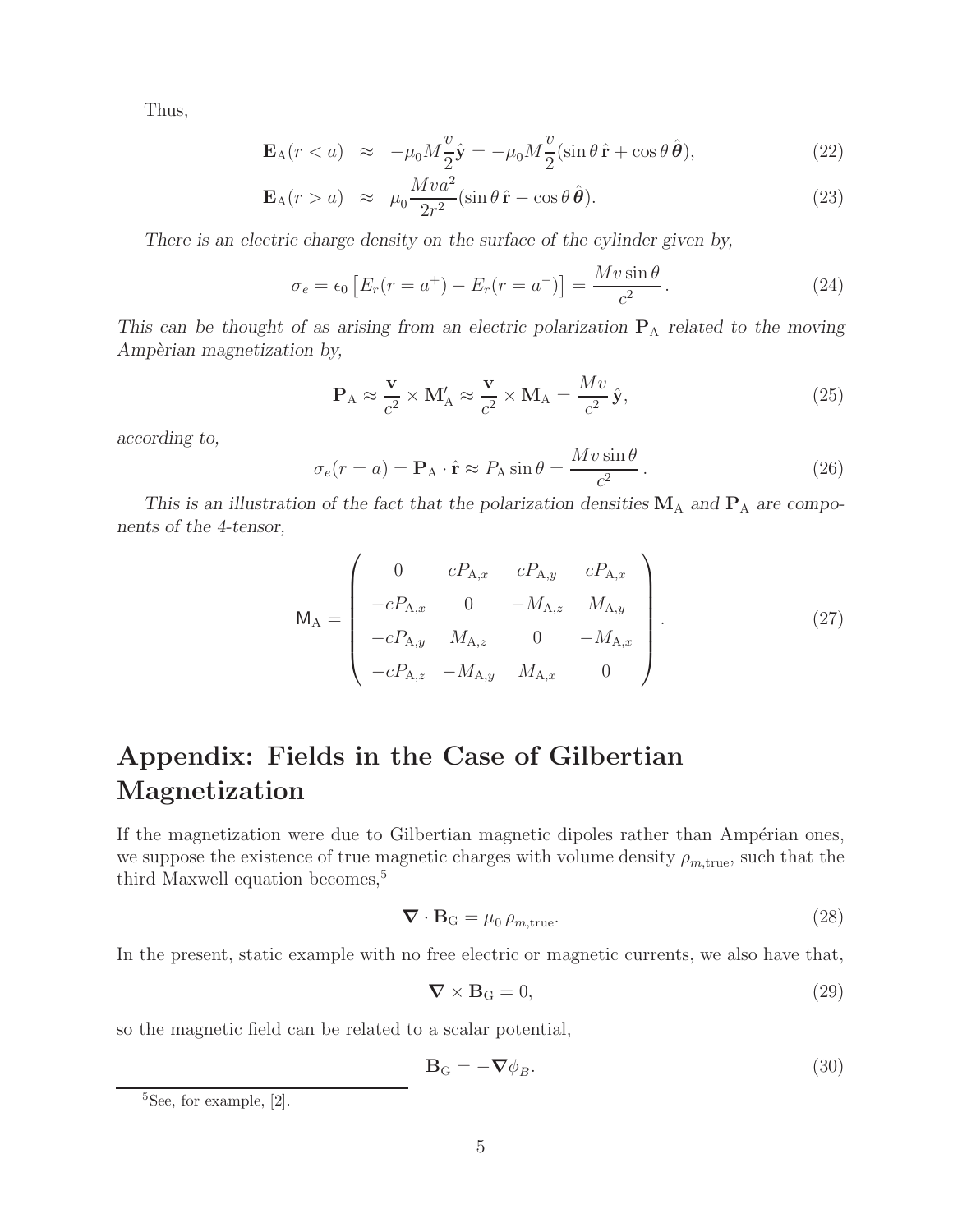Thus,

$$
\begin{aligned}
\mathbf{E}_{\rm A}(r<a) &\approx -\mu_0 M\frac{v}{2}\hat{\mathbf{y}} = -\mu_0 M\frac{v}{2}(\sin\theta\,\hat{\mathbf{r}} + \cos\theta\,\hat{\boldsymbol{\theta}}), && (22)\\
\mathbf{E}_{\rm A}(r>a) &\approx \mu_0\frac{Mva^2}{2r^2}(\sin\theta\,\hat{\mathbf{r}} - \cos\theta\,\hat{\boldsymbol{\theta}}). && (23)
\end{aligned}
$$

*There is an electric charge density on the surface of the cylinder given by,*

$$
\sigma_e = \epsilon_0\left[E_r(r=a^+) - E_r(r=a^-)\right] = \frac{Mv\sin\theta}{c^2}\,. \tag{24}
$$

*This can be thought of as arising from an electric polarization $\mathbf{P}_{\rm A}$ related to the moving Ampèrian magnetization by,*

$$
\mathbf{P}_{\rm A} \approx \frac{\mathbf{v}}{c^2}\times\mathbf{M}'_{\rm A} \approx \frac{\mathbf{v}}{c^2}\times\mathbf{M}_{\rm A} = \frac{Mv}{c^2}\,\hat{\mathbf{y}}, \tag{25}
$$

*according to,*

$$
\sigma_e(r=a) = \mathbf{P}_{\rm A}\cdot\hat{\mathbf{r}} \approx P_{\rm A}\sin\theta = \frac{Mv\sin\theta}{c^2}\,. \tag{26}
$$

*This is an illustration of the fact that the polarization densities $\mathbf{M}_{\rm A}$ and $\mathbf{P}_{\rm A}$ are components of the 4-tensor,*

$$
\mathsf{M}_{\rm A} = \begin{pmatrix} 0 & cP_{{\rm A},x} & cP_{{\rm A},y} & cP_{{\rm A},x} \\ -cP_{{\rm A},x} & 0 & -M_{{\rm A},z} & M_{{\rm A},y} \\ -cP_{{\rm A},y} & M_{{\rm A},z} & 0 & -M_{{\rm A},x} \\ -cP_{{\rm A},z} & -M_{{\rm A},y} & M_{{\rm A},x} & 0 \end{pmatrix}. \tag{27}
$$

# Appendix: Fields in the Case of Gilbertian Magnetization

If the magnetization were due to Gilbertian magnetic dipoles rather than Ampérian ones, we suppose the existence of true magnetic charges with volume density $\rho_{m,\rm true}$, such that the third Maxwell equation becomes,[5]

$$
\boldsymbol{\nabla}\cdot\mathbf{B}_{\rm G} = \mu_0\,\rho_{m,\rm true}. \tag{28}
$$

In the present, static example with no free electric or magnetic currents, we also have that,

$$
\boldsymbol{\nabla}\times\mathbf{B}_{\rm G} = 0, \tag{29}
$$

so the magnetic field can be related to a scalar potential,

$$
\mathbf{B}_{\rm G} = -\boldsymbol{\nabla}\phi_B. \tag{30}
$$

[5] See, for example, [2].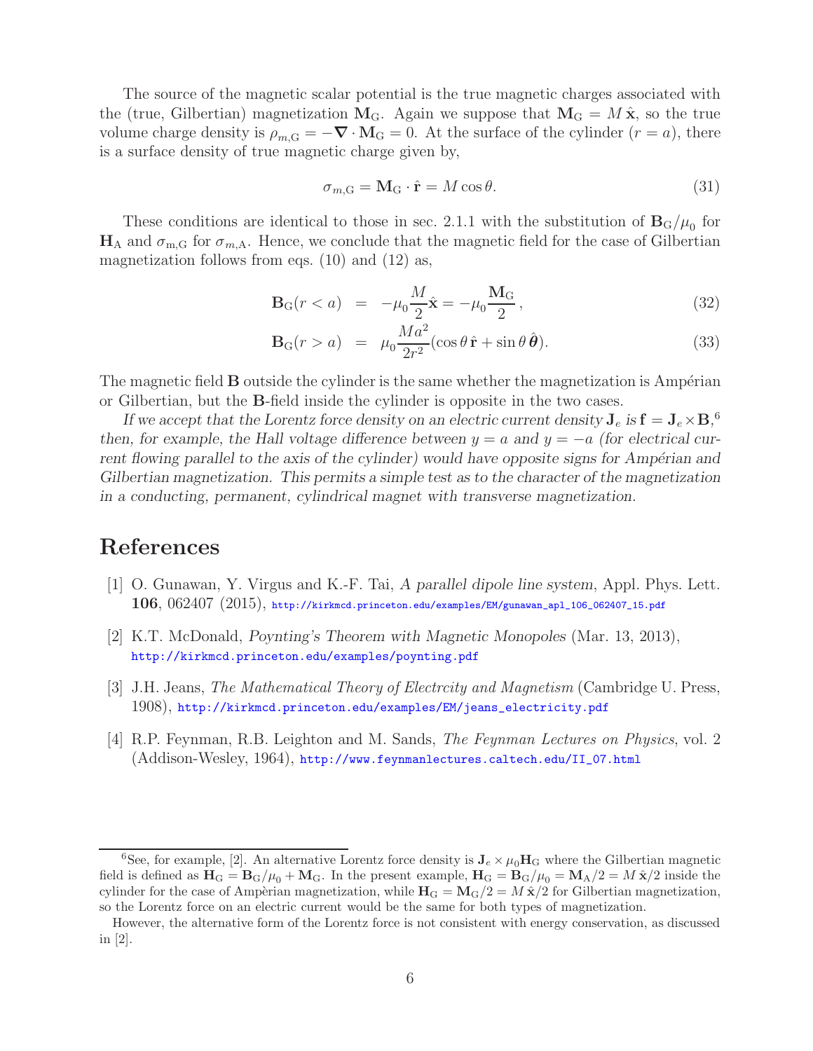The source of the magnetic scalar potential is the true magnetic charges associated with the (true, Gilbertian) magnetization $\mathbf{M}_\mathrm{G}$. Again we suppose that $\mathbf{M}_\mathrm{G} = M\,\hat{\mathbf{x}}$, so the true volume charge density is $\rho_{m,\mathrm{G}} = -\boldsymbol{\nabla}\cdot\mathbf{M}_\mathrm{G} = 0$. At the surface of the cylinder ($r = a$), there is a surface density of true magnetic charge given by,

$$\sigma_{m,\mathrm{G}} = \mathbf{M}_\mathrm{G}\cdot\hat{\mathbf{r}} = M\cos\theta. \tag{31}$$

These conditions are identical to those in sec. 2.1.1 with the substitution of $\mathbf{B}_\mathrm{G}/\mu_0$ for $\mathbf{H}_\mathrm{A}$ and $\sigma_{\mathrm{m,G}}$ for $\sigma_{m,\mathrm{A}}$. Hence, we conclude that the magnetic field for the case of Gilbertian magnetization follows from eqs. (10) and (12) as,

$$\mathbf{B}_\mathrm{G}(r<a) = -\mu_0\frac{M}{2}\hat{\mathbf{x}} = -\mu_0\frac{\mathbf{M}_\mathrm{G}}{2}\,, \tag{32}$$

$$\mathbf{B}_\mathrm{G}(r>a) = \mu_0\frac{Ma^2}{2r^2}(\cos\theta\,\hat{\mathbf{r}} + \sin\theta\,\hat{\boldsymbol{\theta}}). \tag{33}$$

The magnetic field $\mathbf{B}$ outside the cylinder is the same whether the magnetization is Ampérian or Gilbertian, but the $\mathbf{B}$-field inside the cylinder is opposite in the two cases.

*If we accept that the Lorentz force density on an electric current density $\mathbf{J}_e$ is $\mathbf{f} = \mathbf{J}_e\times\mathbf{B}$,[6] then, for example, the Hall voltage difference between $y = a$ and $y = -a$ (for electrical current flowing parallel to the axis of the cylinder) would have opposite signs for Ampérian and Gilbertian magnetization. This permits a simple test as to the character of the magnetization in a conducting, permanent, cylindrical magnet with transverse magnetization.*

# References

[1] O. Gunawan, Y. Virgus and K.-F. Tai, *A parallel dipole line system*, Appl. Phys. Lett. **106**, 062407 (2015), http://kirkmcd.princeton.edu/examples/EM/gunawan_apl_106_062407_15.pdf

[2] K.T. McDonald, *Poynting's Theorem with Magnetic Monopoles* (Mar. 13, 2013), http://kirkmcd.princeton.edu/examples/poynting.pdf

[3] J.H. Jeans, *The Mathematical Theory of Electrcity and Magnetism* (Cambridge U. Press, 1908), http://kirkmcd.princeton.edu/examples/EM/jeans_electricity.pdf

[4] R.P. Feynman, R.B. Leighton and M. Sands, *The Feynman Lectures on Physics*, vol. 2 (Addison-Wesley, 1964), http://www.feynmanlectures.caltech.edu/II_07.html

---

[6] See, for example, [2]. An alternative Lorentz force density is $\mathbf{J}_e\times\mu_0\mathbf{H}_\mathrm{G}$ where the Gilbertian magnetic field is defined as $\mathbf{H}_\mathrm{G} = \mathbf{B}_\mathrm{G}/\mu_0 + \mathbf{M}_\mathrm{G}$. In the present example, $\mathbf{H}_\mathrm{G} = \mathbf{B}_\mathrm{G}/\mu_0 = \mathbf{M}_\mathrm{A}/2 = M\,\hat{\mathbf{x}}/2$ inside the cylinder for the case of Ampèrian magnetization, while $\mathbf{H}_\mathrm{G} = \mathbf{M}_\mathrm{G}/2 = M\,\hat{\mathbf{x}}/2$ for Gilbertian magnetization, so the Lorentz force on an electric current would be the same for both types of magnetization.

However, the alternative form of the Lorentz force is not consistent with energy conservation, as discussed in [2].